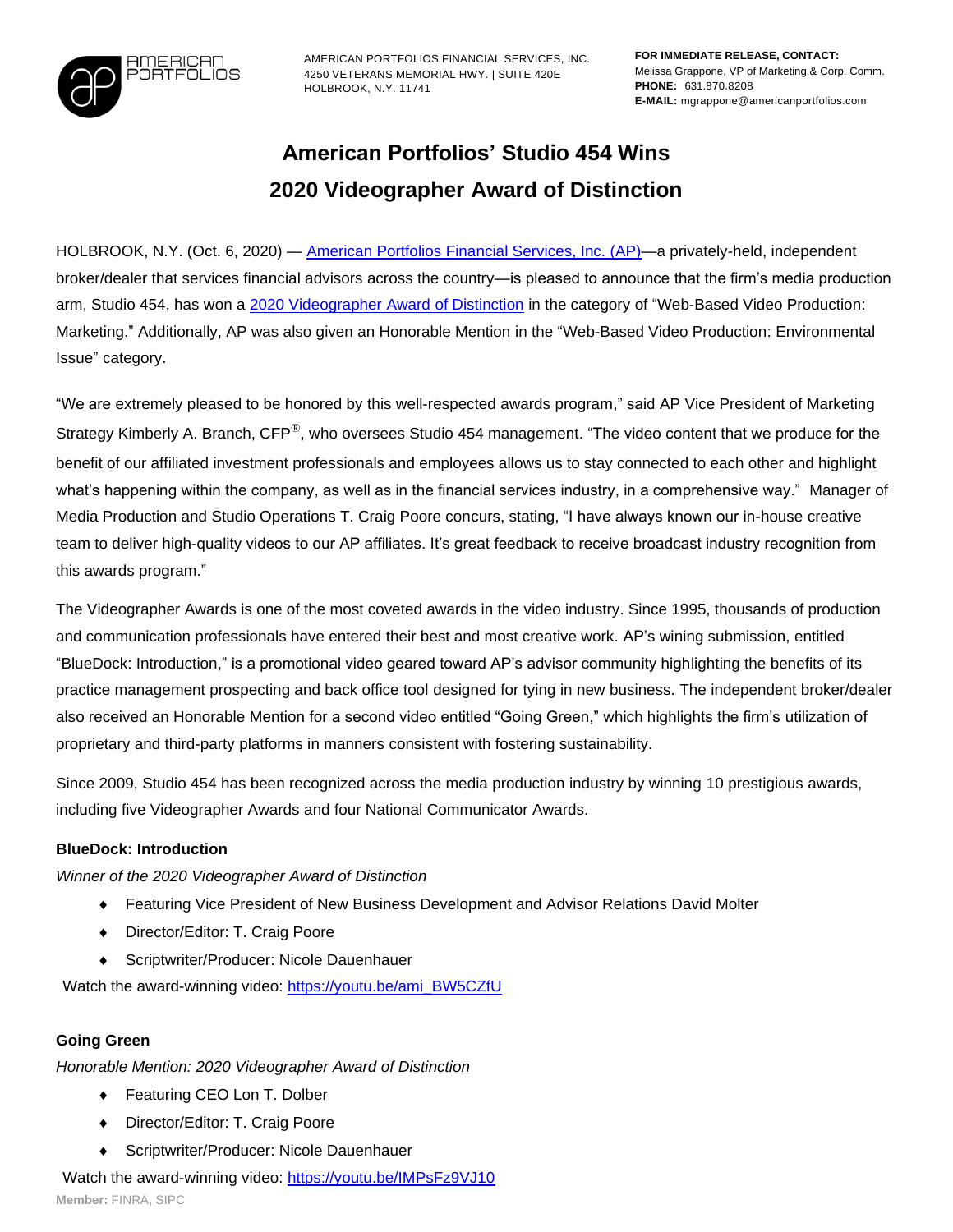AMERICAN PORTFOLIOS

AMERICAN PORTFOLIOS FINANCIAL SERVICES, INC.
4250 VETERANS MEMORIAL HWY. | SUITE 420E
HOLBROOK, N.Y. 11741

**FOR IMMEDIATE RELEASE, CONTACT:**
Melissa Grappone, VP of Marketing & Corp. Comm.
**PHONE:** 631.870.8208
**E-MAIL:** mgrappone@americanportfolios.com

# American Portfolios' Studio 454 Wins 2020 Videographer Award of Distinction

HOLBROOK, N.Y. (Oct. 6, 2020) — [American Portfolios Financial Services, Inc. (AP)](#)—a privately-held, independent broker/dealer that services financial advisors across the country—is pleased to announce that the firm's media production arm, Studio 454, has won a [2020 Videographer Award of Distinction](#) in the category of "Web-Based Video Production: Marketing." Additionally, AP was also given an Honorable Mention in the "Web-Based Video Production: Environmental Issue" category.

"We are extremely pleased to be honored by this well-respected awards program," said AP Vice President of Marketing Strategy Kimberly A. Branch, CFP®, who oversees Studio 454 management. "The video content that we produce for the benefit of our affiliated investment professionals and employees allows us to stay connected to each other and highlight what's happening within the company, as well as in the financial services industry, in a comprehensive way." Manager of Media Production and Studio Operations T. Craig Poore concurs, stating, "I have always known our in-house creative team to deliver high-quality videos to our AP affiliates. It's great feedback to receive broadcast industry recognition from this awards program."

The Videographer Awards is one of the most coveted awards in the video industry. Since 1995, thousands of production and communication professionals have entered their best and most creative work. AP's wining submission, entitled "BlueDock: Introduction," is a promotional video geared toward AP's advisor community highlighting the benefits of its practice management prospecting and back office tool designed for tying in new business. The independent broker/dealer also received an Honorable Mention for a second video entitled "Going Green," which highlights the firm's utilization of proprietary and third-party platforms in manners consistent with fostering sustainability.

Since 2009, Studio 454 has been recognized across the media production industry by winning 10 prestigious awards, including five Videographer Awards and four National Communicator Awards.

**BlueDock: Introduction**

*Winner of the 2020 Videographer Award of Distinction*

- Featuring Vice President of New Business Development and Advisor Relations David Molter
- Director/Editor: T. Craig Poore
- Scriptwriter/Producer: Nicole Dauenhauer

Watch the award-winning video: https://youtu.be/ami_BW5CZfU

**Going Green**

*Honorable Mention: 2020 Videographer Award of Distinction*

- Featuring CEO Lon T. Dolber
- Director/Editor: T. Craig Poore
- Scriptwriter/Producer: Nicole Dauenhauer

Watch the award-winning video: https://youtu.be/IMPsFz9VJ10

**Member:** FINRA, SIPC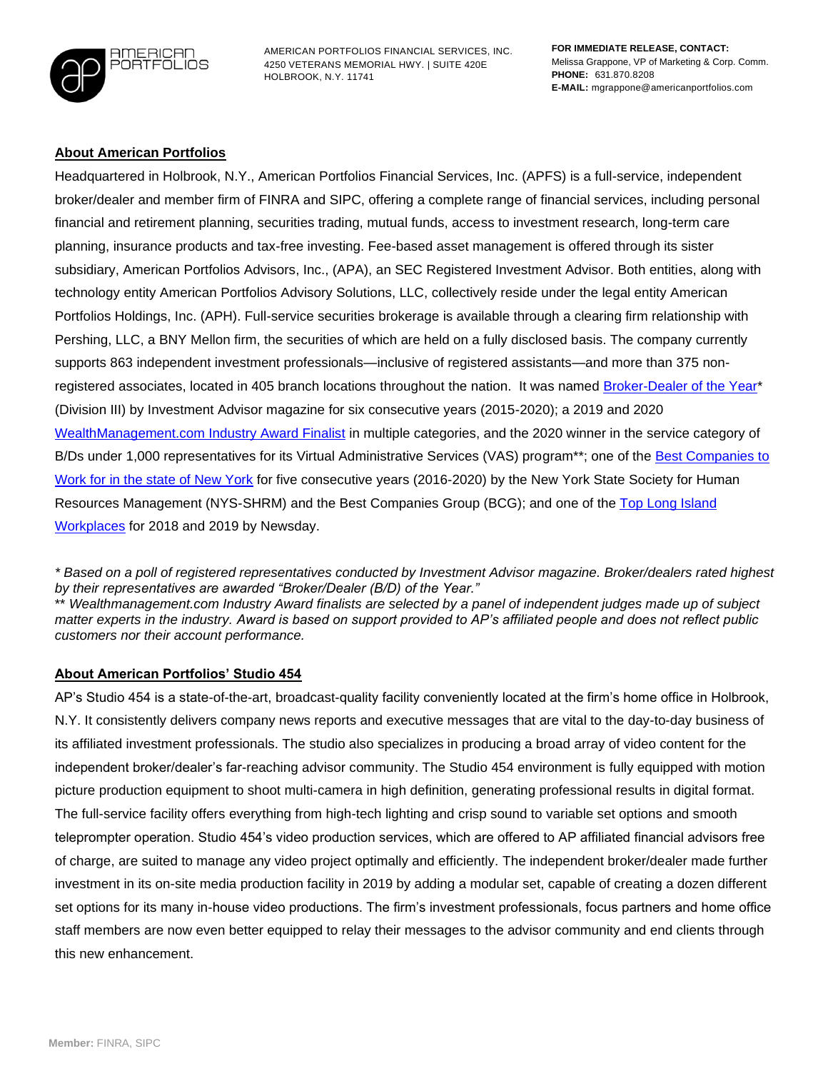AMERICAN PORTFOLIOS FINANCIAL SERVICES, INC.
4250 VETERANS MEMORIAL HWY. | SUITE 420E
HOLBROOK, N.Y. 11741

**FOR IMMEDIATE RELEASE, CONTACT:**
Melissa Grappone, VP of Marketing & Corp. Comm.
**PHONE:** 631.870.8208
**E-MAIL:** mgrappone@americanportfolios.com

## About American Portfolios

Headquartered in Holbrook, N.Y., American Portfolios Financial Services, Inc. (APFS) is a full-service, independent broker/dealer and member firm of FINRA and SIPC, offering a complete range of financial services, including personal financial and retirement planning, securities trading, mutual funds, access to investment research, long-term care planning, insurance products and tax-free investing. Fee-based asset management is offered through its sister subsidiary, American Portfolios Advisors, Inc., (APA), an SEC Registered Investment Advisor. Both entities, along with technology entity American Portfolios Advisory Solutions, LLC, collectively reside under the legal entity American Portfolios Holdings, Inc. (APH). Full-service securities brokerage is available through a clearing firm relationship with Pershing, LLC, a BNY Mellon firm, the securities of which are held on a fully disclosed basis. The company currently supports 863 independent investment professionals—inclusive of registered assistants—and more than 375 non-registered associates, located in 405 branch locations throughout the nation. It was named Broker-Dealer of the Year* (Division III) by Investment Advisor magazine for six consecutive years (2015-2020); a 2019 and 2020 WealthManagement.com Industry Award Finalist in multiple categories, and the 2020 winner in the service category of B/Ds under 1,000 representatives for its Virtual Administrative Services (VAS) program**; one of the Best Companies to Work for in the state of New York for five consecutive years (2016-2020) by the New York State Society for Human Resources Management (NYS-SHRM) and the Best Companies Group (BCG); and one of the Top Long Island Workplaces for 2018 and 2019 by Newsday.

*\* Based on a poll of registered representatives conducted by Investment Advisor magazine. Broker/dealers rated highest by their representatives are awarded "Broker/Dealer (B/D) of the Year."*
*\*\* Wealthmanagement.com Industry Award finalists are selected by a panel of independent judges made up of subject matter experts in the industry. Award is based on support provided to AP's affiliated people and does not reflect public customers nor their account performance.*

## About American Portfolios' Studio 454

AP's Studio 454 is a state-of-the-art, broadcast-quality facility conveniently located at the firm's home office in Holbrook, N.Y. It consistently delivers company news reports and executive messages that are vital to the day-to-day business of its affiliated investment professionals. The studio also specializes in producing a broad array of video content for the independent broker/dealer's far-reaching advisor community. The Studio 454 environment is fully equipped with motion picture production equipment to shoot multi-camera in high definition, generating professional results in digital format. The full-service facility offers everything from high-tech lighting and crisp sound to variable set options and smooth teleprompter operation. Studio 454's video production services, which are offered to AP affiliated financial advisors free of charge, are suited to manage any video project optimally and efficiently. The independent broker/dealer made further investment in its on-site media production facility in 2019 by adding a modular set, capable of creating a dozen different set options for its many in-house video productions. The firm's investment professionals, focus partners and home office staff members are now even better equipped to relay their messages to the advisor community and end clients through this new enhancement.

**Member:** FINRA, SIPC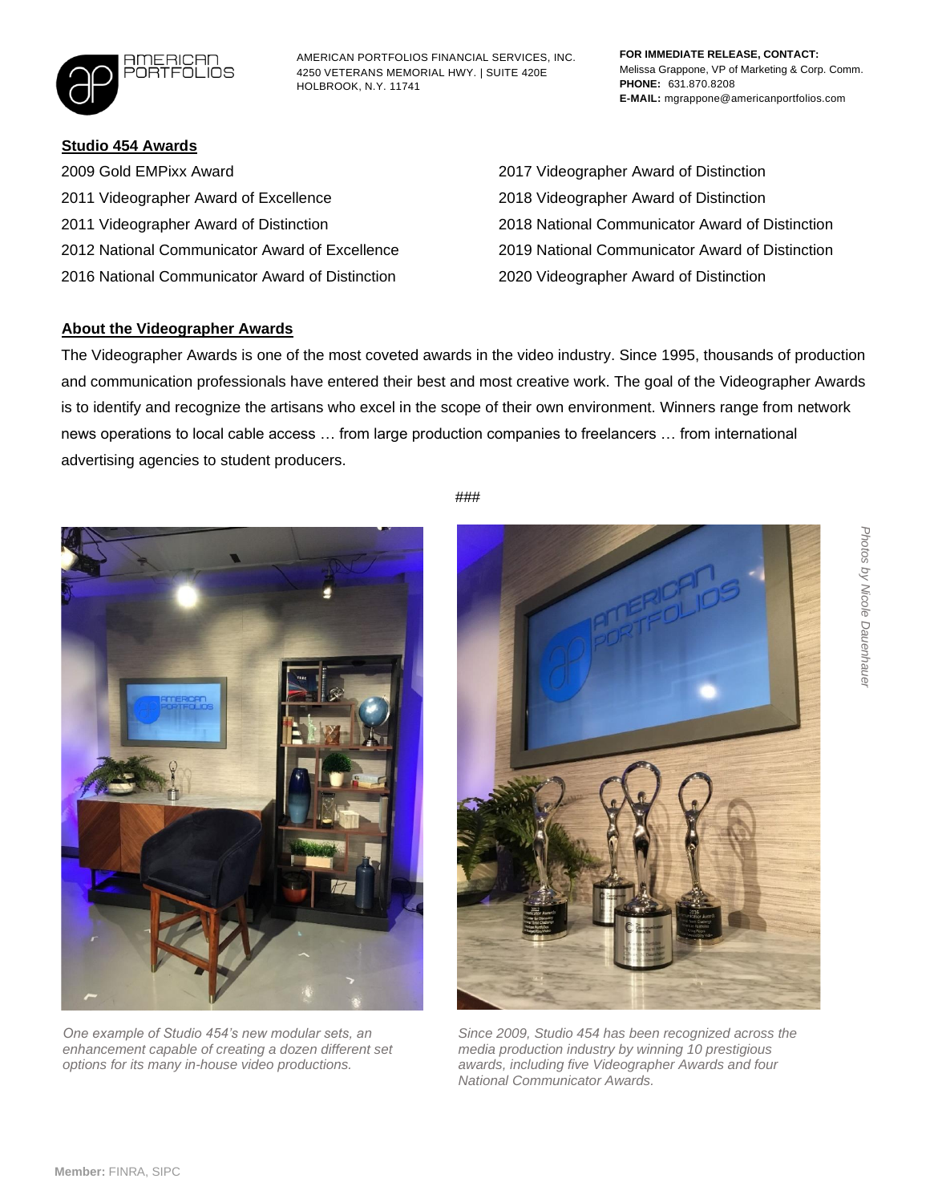AMERICAN PORTFOLIOS FINANCIAL SERVICES, INC.
4250 VETERANS MEMORIAL HWY. | SUITE 420E
HOLBROOK, N.Y. 11741

**FOR IMMEDIATE RELEASE, CONTACT:**
Melissa Grappone, VP of Marketing & Corp. Comm.
**PHONE:** 631.870.8208
**E-MAIL:** mgrappone@americanportfolios.com

## Studio 454 Awards

2009 Gold EMPixx Award
2011 Videographer Award of Excellence
2011 Videographer Award of Distinction
2012 National Communicator Award of Excellence
2016 National Communicator Award of Distinction
2017 Videographer Award of Distinction
2018 Videographer Award of Distinction
2018 National Communicator Award of Distinction
2019 National Communicator Award of Distinction
2020 Videographer Award of Distinction

## About the Videographer Awards

The Videographer Awards is one of the most coveted awards in the video industry. Since 1995, thousands of production and communication professionals have entered their best and most creative work. The goal of the Videographer Awards is to identify and recognize the artisans who excel in the scope of their own environment. Winners range from network news operations to local cable access … from large production companies to freelancers … from international advertising agencies to student producers.

###

*One example of Studio 454's new modular sets, an enhancement capable of creating a dozen different set options for its many in-house video productions.*

*Since 2009, Studio 454 has been recognized across the media production industry by winning 10 prestigious awards, including five Videographer Awards and four National Communicator Awards.*

*Photos by Nicole Dauenhauer*

**Member:** FINRA, SIPC